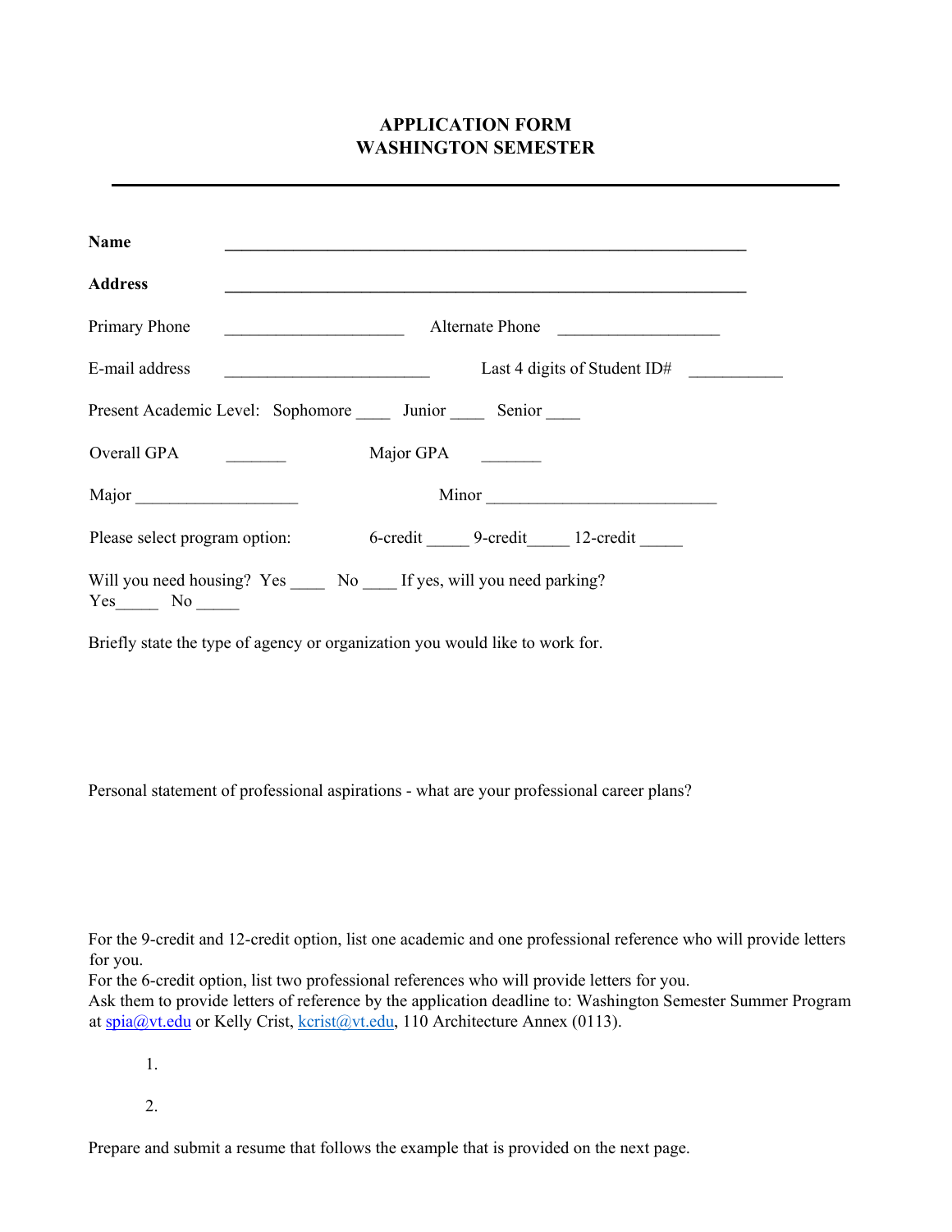# APPLICATION FORM
# WASHINGTON SEMESTER

---

**Name** ______________________________________________________________

**Address** ______________________________________________________________

Primary Phone _____________________ Alternate Phone ___________________

E-mail address ________________________ Last 4 digits of Student ID# ___________

Present Academic Level: Sophomore ____ Junior ____ Senior ____

Overall GPA _______ Major GPA _______

Major ___________________ Minor ___________________________

Please select program option: 6-credit _____ 9-credit_____ 12-credit _____

Will you need housing? Yes ____ No ____ If yes, will you need parking?
Yes_____ No _____

Briefly state the type of agency or organization you would like to work for.

Personal statement of professional aspirations - what are your professional career plans?

For the 9-credit and 12-credit option, list one academic and one professional reference who will provide letters for you.
For the 6-credit option, list two professional references who will provide letters for you.
Ask them to provide letters of reference by the application deadline to: Washington Semester Summer Program at spia@vt.edu or Kelly Crist, kcrist@vt.edu, 110 Architecture Annex (0113).

1.

2.

Prepare and submit a resume that follows the example that is provided on the next page.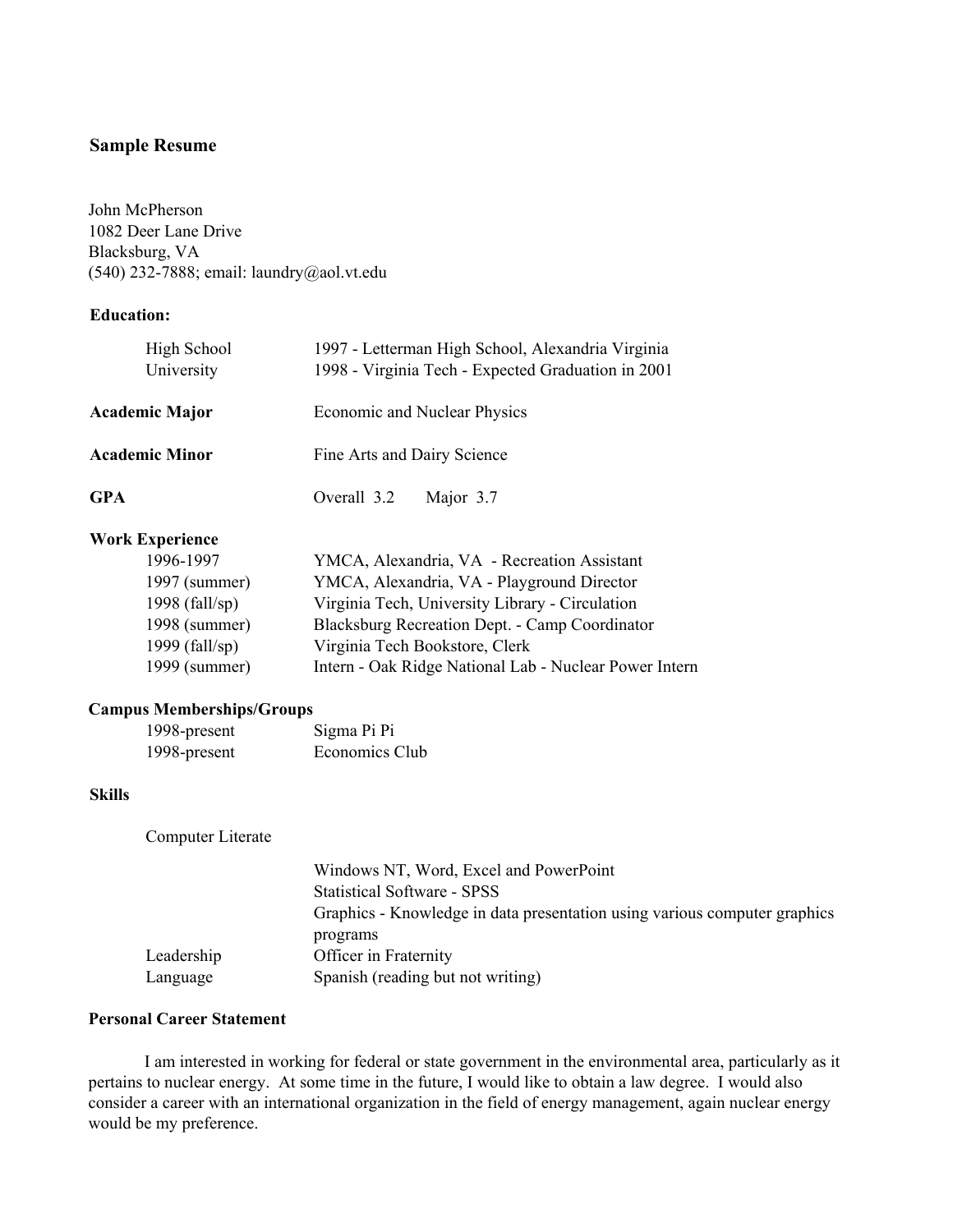## Sample Resume

John McPherson
1082 Deer Lane Drive
Blacksburg, VA
(540) 232-7888; email: laundry@aol.vt.edu

**Education:**

| | |
|---|---|
| High School | 1997 - Letterman High School, Alexandria Virginia |
| University | 1998 - Virginia Tech - Expected Graduation in 2001 |

| | |
|---|---|
| **Academic Major** | Economic and Nuclear Physics |
| **Academic Minor** | Fine Arts and Dairy Science |
| **GPA** | Overall 3.2 Major 3.7 |

**Work Experience**

| | |
|---|---|
| 1996-1997 | YMCA, Alexandria, VA - Recreation Assistant |
| 1997 (summer) | YMCA, Alexandria, VA - Playground Director |
| 1998 (fall/sp) | Virginia Tech, University Library - Circulation |
| 1998 (summer) | Blacksburg Recreation Dept. - Camp Coordinator |
| 1999 (fall/sp) | Virginia Tech Bookstore, Clerk |
| 1999 (summer) | Intern - Oak Ridge National Lab - Nuclear Power Intern |

**Campus Memberships/Groups**

| | |
|---|---|
| 1998-present | Sigma Pi Pi |
| 1998-present | Economics Club |

**Skills**

Computer Literate

| | |
|---|---|
| | Windows NT, Word, Excel and PowerPoint |
| | Statistical Software - SPSS |
| | Graphics - Knowledge in data presentation using various computer graphics programs |
| Leadership | Officer in Fraternity |
| Language | Spanish (reading but not writing) |

**Personal Career Statement**

I am interested in working for federal or state government in the environmental area, particularly as it pertains to nuclear energy. At some time in the future, I would like to obtain a law degree. I would also consider a career with an international organization in the field of energy management, again nuclear energy would be my preference.